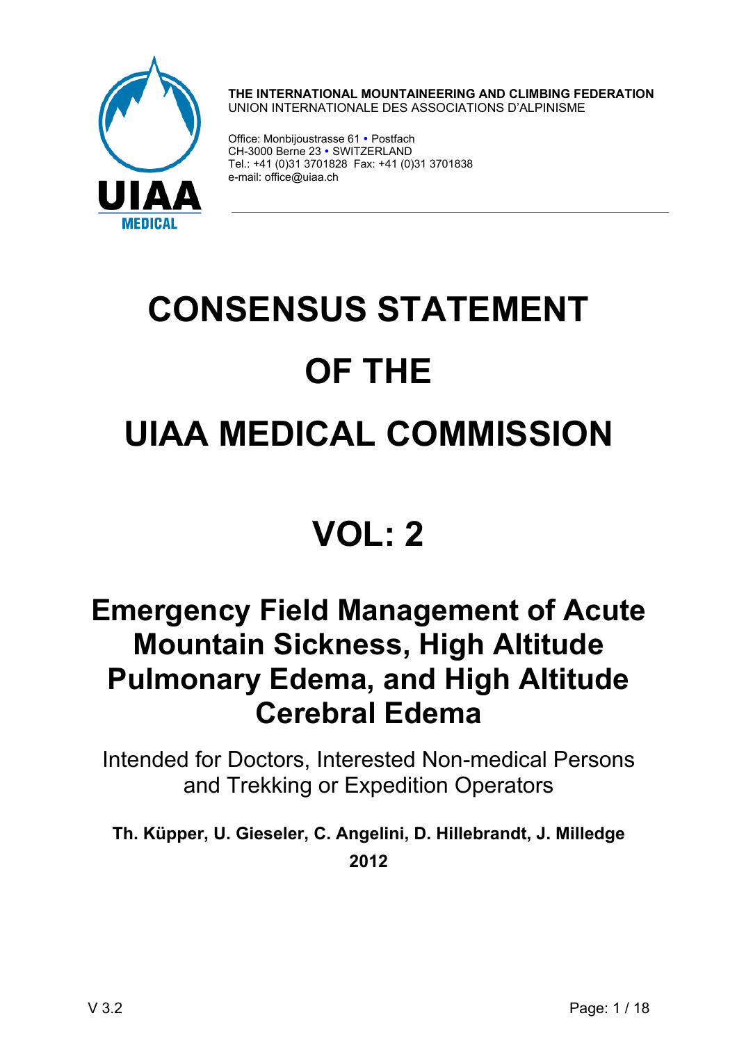UIAA MEDICAL

**THE INTERNATIONAL MOUNTAINEERING AND CLIMBING FEDERATION**
UNION INTERNATIONALE DES ASSOCIATIONS D'ALPINISME

Office: Monbijoustrasse 61 • Postfach
CH-3000 Berne 23 • SWITZERLAND
Tel.: +41 (0)31 3701828 Fax: +41 (0)31 3701838
e-mail: office@uiaa.ch

# CONSENSUS STATEMENT OF THE UIAA MEDICAL COMMISSION

# VOL: 2

## Emergency Field Management of Acute Mountain Sickness, High Altitude Pulmonary Edema, and High Altitude Cerebral Edema

Intended for Doctors, Interested Non-medical Persons and Trekking or Expedition Operators

**Th. Küpper, U. Gieseler, C. Angelini, D. Hillebrandt, J. Milledge**

**2012**

V 3.2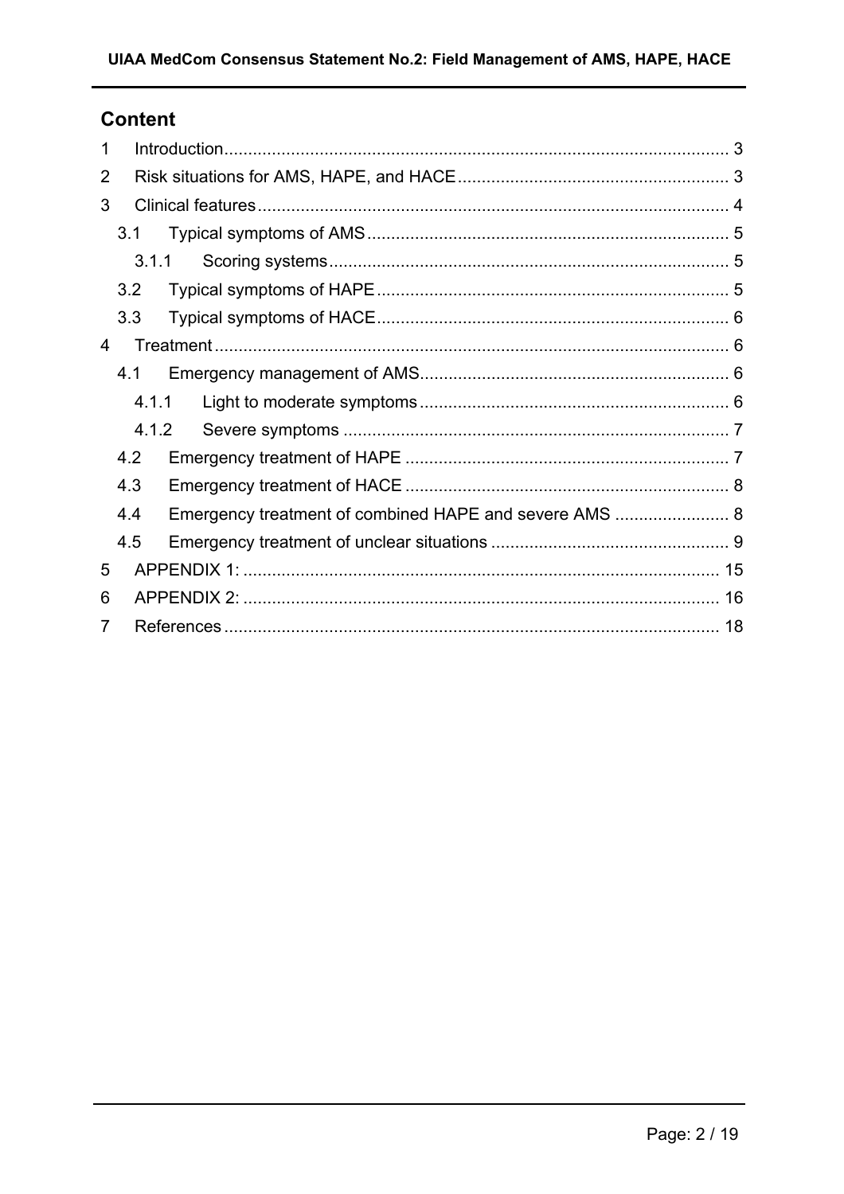## Content

- 1 Introduction ... 3
- 2 Risk situations for AMS, HAPE, and HACE ... 3
- 3 Clinical features ... 4
  - 3.1 Typical symptoms of AMS ... 5
    - 3.1.1 Scoring systems ... 5
  - 3.2 Typical symptoms of HAPE ... 5
  - 3.3 Typical symptoms of HACE ... 6
- 4 Treatment ... 6
  - 4.1 Emergency management of AMS ... 6
    - 4.1.1 Light to moderate symptoms ... 6
    - 4.1.2 Severe symptoms ... 7
  - 4.2 Emergency treatment of HAPE ... 7
  - 4.3 Emergency treatment of HACE ... 8
  - 4.4 Emergency treatment of combined HAPE and severe AMS ... 8
  - 4.5 Emergency treatment of unclear situations ... 9
- 5 APPENDIX 1: ... 15
- 6 APPENDIX 2: ... 16
- 7 References ... 18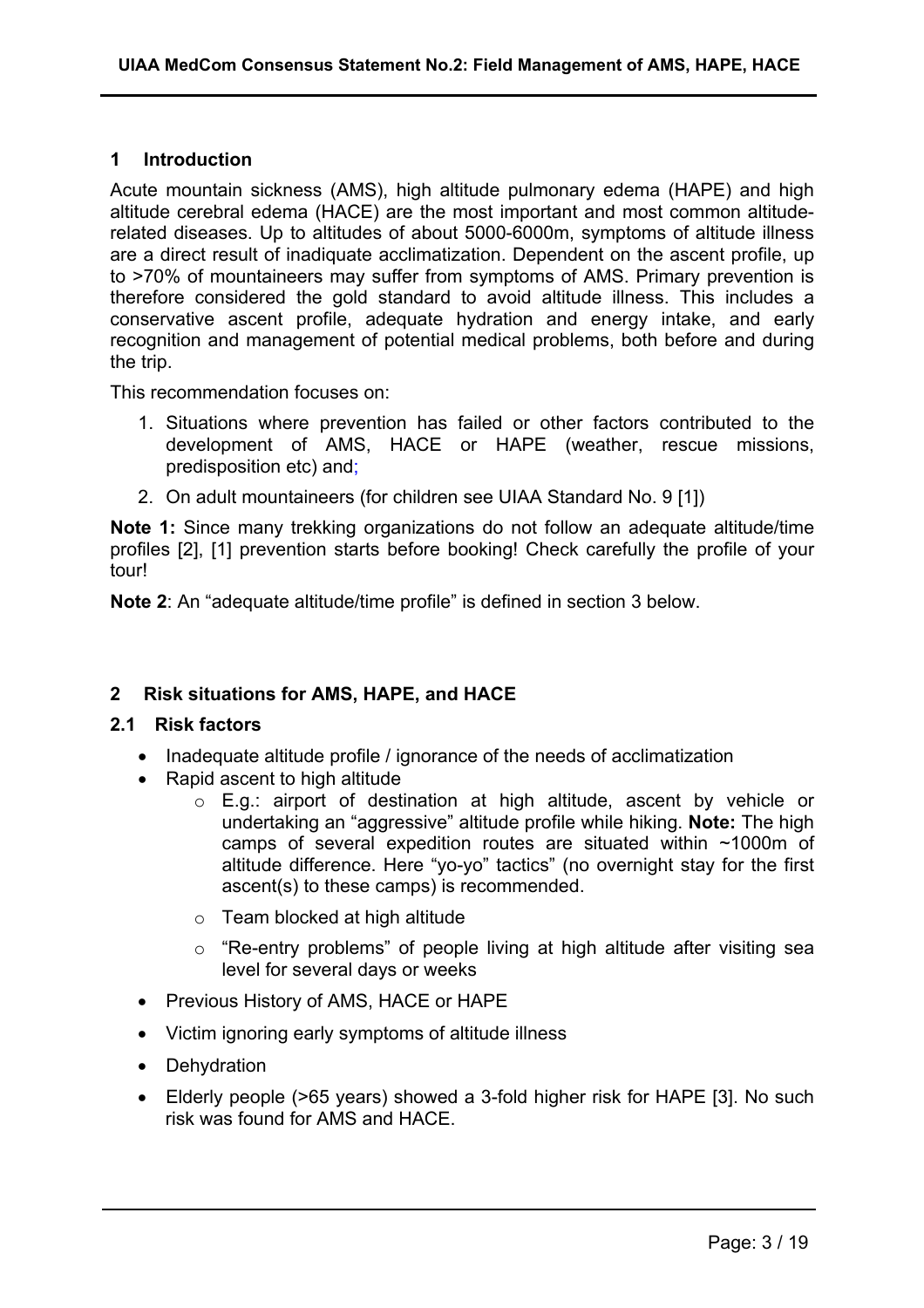## 1 Introduction

Acute mountain sickness (AMS), high altitude pulmonary edema (HAPE) and high altitude cerebral edema (HACE) are the most important and most common altitude-related diseases. Up to altitudes of about 5000-6000m, symptoms of altitude illness are a direct result of inadiquate acclimatization. Dependent on the ascent profile, up to >70% of mountaineers may suffer from symptoms of AMS. Primary prevention is therefore considered the gold standard to avoid altitude illness. This includes a conservative ascent profile, adequate hydration and energy intake, and early recognition and management of potential medical problems, both before and during the trip.

This recommendation focuses on:

1. Situations where prevention has failed or other factors contributed to the development of AMS, HACE or HAPE (weather, rescue missions, predisposition etc) and;
2. On adult mountaineers (for children see UIAA Standard No. 9 [1])

**Note 1:** Since many trekking organizations do not follow an adequate altitude/time profiles [2], [1] prevention starts before booking! Check carefully the profile of your tour!

**Note 2**: An "adequate altitude/time profile" is defined in section 3 below.

## 2 Risk situations for AMS, HAPE, and HACE

### 2.1 Risk factors

- Inadequate altitude profile / ignorance of the needs of acclimatization
- Rapid ascent to high altitude
  - E.g.: airport of destination at high altitude, ascent by vehicle or undertaking an "aggressive" altitude profile while hiking. **Note:** The high camps of several expedition routes are situated within ~1000m of altitude difference. Here "yo-yo" tactics" (no overnight stay for the first ascent(s) to these camps) is recommended.
  - Team blocked at high altitude
  - "Re-entry problems" of people living at high altitude after visiting sea level for several days or weeks
- Previous History of AMS, HACE or HAPE
- Victim ignoring early symptoms of altitude illness
- Dehydration
- Elderly people (>65 years) showed a 3-fold higher risk for HAPE [3]. No such risk was found for AMS and HACE.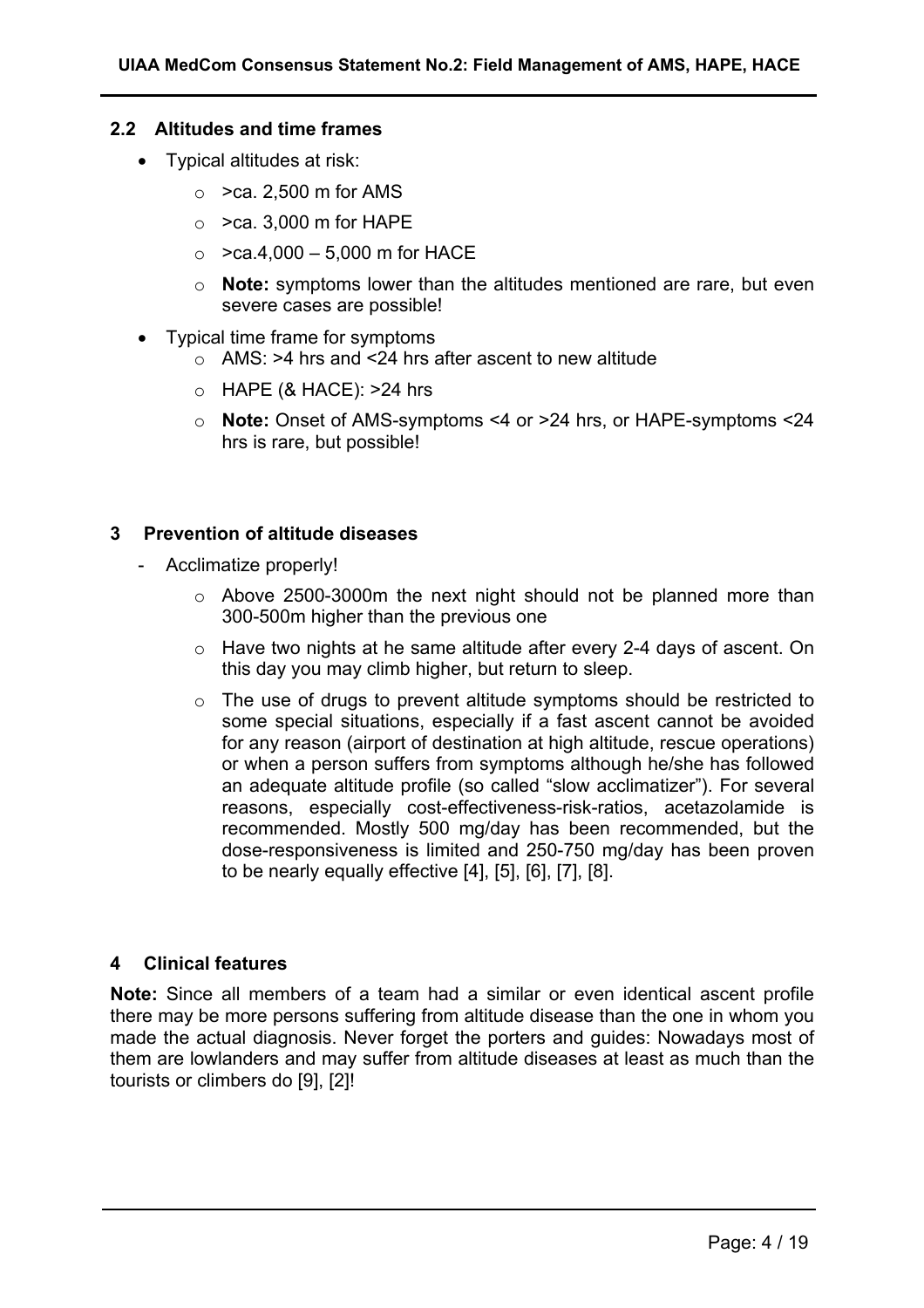## 2.2 Altitudes and time frames

- Typical altitudes at risk:
  - >ca. 2,500 m for AMS
  - >ca. 3,000 m for HAPE
  - >ca.4,000 – 5,000 m for HACE
  - **Note:** symptoms lower than the altitudes mentioned are rare, but even severe cases are possible!
- Typical time frame for symptoms
  - AMS: >4 hrs and <24 hrs after ascent to new altitude
  - HAPE (& HACE): >24 hrs
  - **Note:** Onset of AMS-symptoms <4 or >24 hrs, or HAPE-symptoms <24 hrs is rare, but possible!

# 3 Prevention of altitude diseases

- Acclimatize properly!
  - Above 2500-3000m the next night should not be planned more than 300-500m higher than the previous one
  - Have two nights at he same altitude after every 2-4 days of ascent. On this day you may climb higher, but return to sleep.
  - The use of drugs to prevent altitude symptoms should be restricted to some special situations, especially if a fast ascent cannot be avoided for any reason (airport of destination at high altitude, rescue operations) or when a person suffers from symptoms although he/she has followed an adequate altitude profile (so called "slow acclimatizer"). For several reasons, especially cost-effectiveness-risk-ratios, acetazolamide is recommended. Mostly 500 mg/day has been recommended, but the dose-responsiveness is limited and 250-750 mg/day has been proven to be nearly equally effective [4], [5], [6], [7], [8].

# 4 Clinical features

**Note:** Since all members of a team had a similar or even identical ascent profile there may be more persons suffering from altitude disease than the one in whom you made the actual diagnosis. Never forget the porters and guides: Nowadays most of them are lowlanders and may suffer from altitude diseases at least as much than the tourists or climbers do [9], [2]!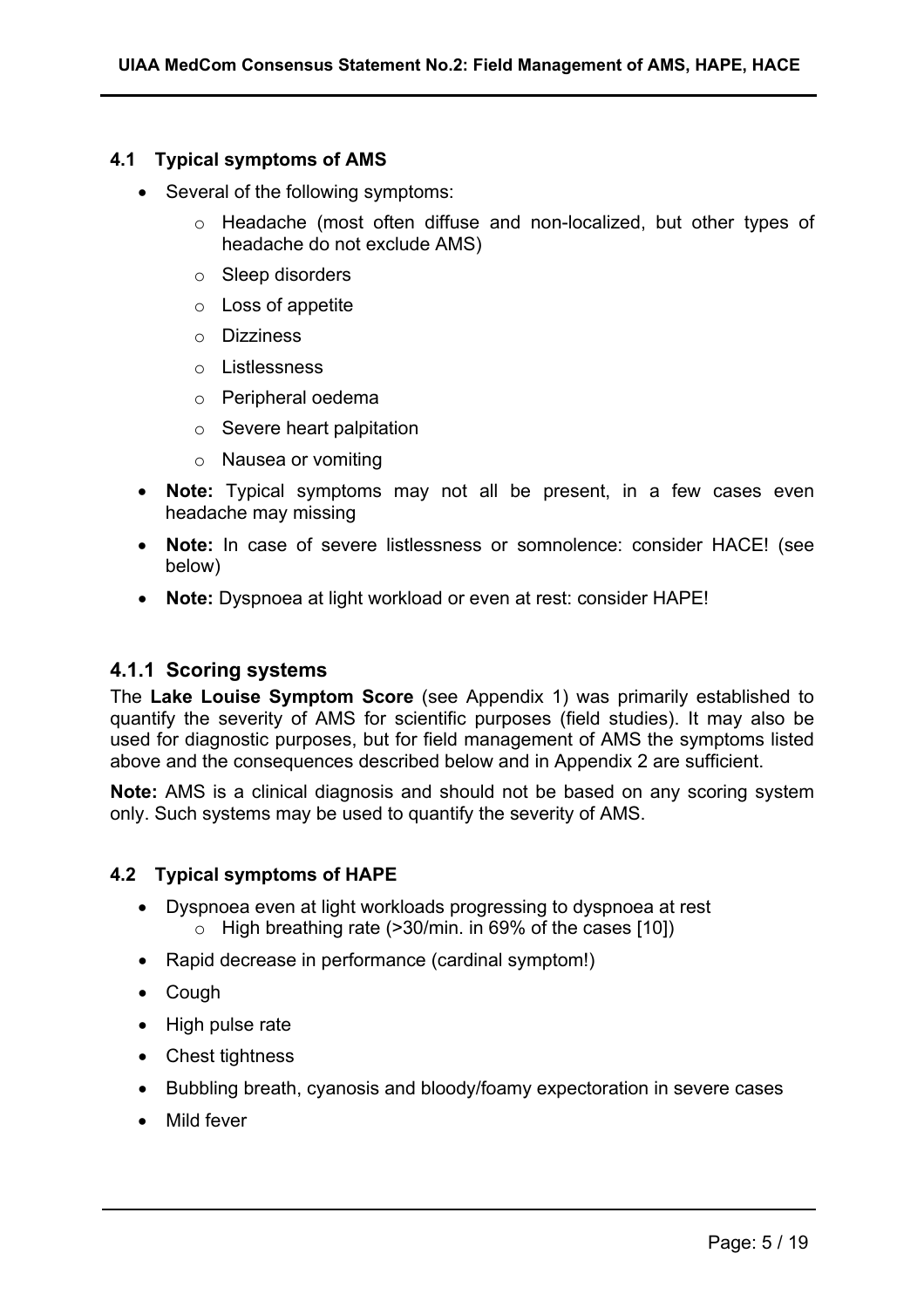### 4.1 Typical symptoms of AMS

- Several of the following symptoms:
  - Headache (most often diffuse and non-localized, but other types of headache do not exclude AMS)
  - Sleep disorders
  - Loss of appetite
  - Dizziness
  - Listlessness
  - Peripheral oedema
  - Severe heart palpitation
  - Nausea or vomiting
- **Note:** Typical symptoms may not all be present, in a few cases even headache may missing
- **Note:** In case of severe listlessness or somnolence: consider HACE! (see below)
- **Note:** Dyspnoea at light workload or even at rest: consider HAPE!

#### 4.1.1 Scoring systems

The **Lake Louise Symptom Score** (see Appendix 1) was primarily established to quantify the severity of AMS for scientific purposes (field studies). It may also be used for diagnostic purposes, but for field management of AMS the symptoms listed above and the consequences described below and in Appendix 2 are sufficient.

**Note:** AMS is a clinical diagnosis and should not be based on any scoring system only. Such systems may be used to quantify the severity of AMS.

### 4.2 Typical symptoms of HAPE

- Dyspnoea even at light workloads progressing to dyspnoea at rest
  - High breathing rate (>30/min. in 69% of the cases [10])
- Rapid decrease in performance (cardinal symptom!)
- Cough
- High pulse rate
- Chest tightness
- Bubbling breath, cyanosis and bloody/foamy expectoration in severe cases
- Mild fever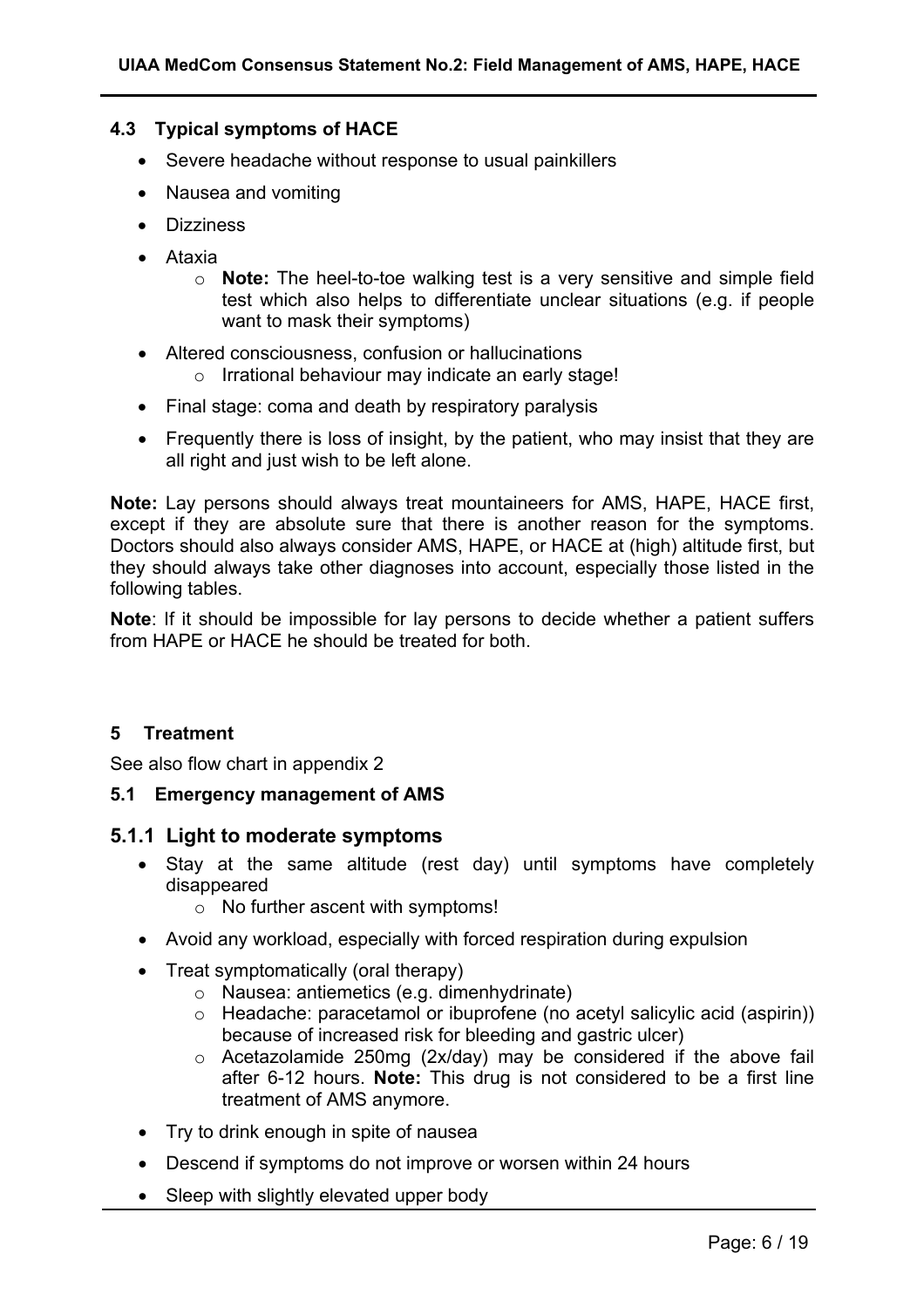### 4.3 Typical symptoms of HACE

- Severe headache without response to usual painkillers
- Nausea and vomiting
- Dizziness
- Ataxia
  - **Note:** The heel-to-toe walking test is a very sensitive and simple field test which also helps to differentiate unclear situations (e.g. if people want to mask their symptoms)
- Altered consciousness, confusion or hallucinations
  - Irrational behaviour may indicate an early stage!
- Final stage: coma and death by respiratory paralysis
- Frequently there is loss of insight, by the patient, who may insist that they are all right and just wish to be left alone.

**Note:** Lay persons should always treat mountaineers for AMS, HAPE, HACE first, except if they are absolute sure that there is another reason for the symptoms. Doctors should also always consider AMS, HAPE, or HACE at (high) altitude first, but they should always take other diagnoses into account, especially those listed in the following tables.

**Note**: If it should be impossible for lay persons to decide whether a patient suffers from HAPE or HACE he should be treated for both.

## 5 Treatment

See also flow chart in appendix 2

### 5.1 Emergency management of AMS

#### 5.1.1 Light to moderate symptoms

- Stay at the same altitude (rest day) until symptoms have completely disappeared
  - No further ascent with symptoms!
- Avoid any workload, especially with forced respiration during expulsion
- Treat symptomatically (oral therapy)
  - Nausea: antiemetics (e.g. dimenhydrinate)
  - Headache: paracetamol or ibuprofene (no acetyl salicylic acid (aspirin)) because of increased risk for bleeding and gastric ulcer)
  - Acetazolamide 250mg (2x/day) may be considered if the above fail after 6-12 hours. **Note:** This drug is not considered to be a first line treatment of AMS anymore.
- Try to drink enough in spite of nausea
- Descend if symptoms do not improve or worsen within 24 hours
- Sleep with slightly elevated upper body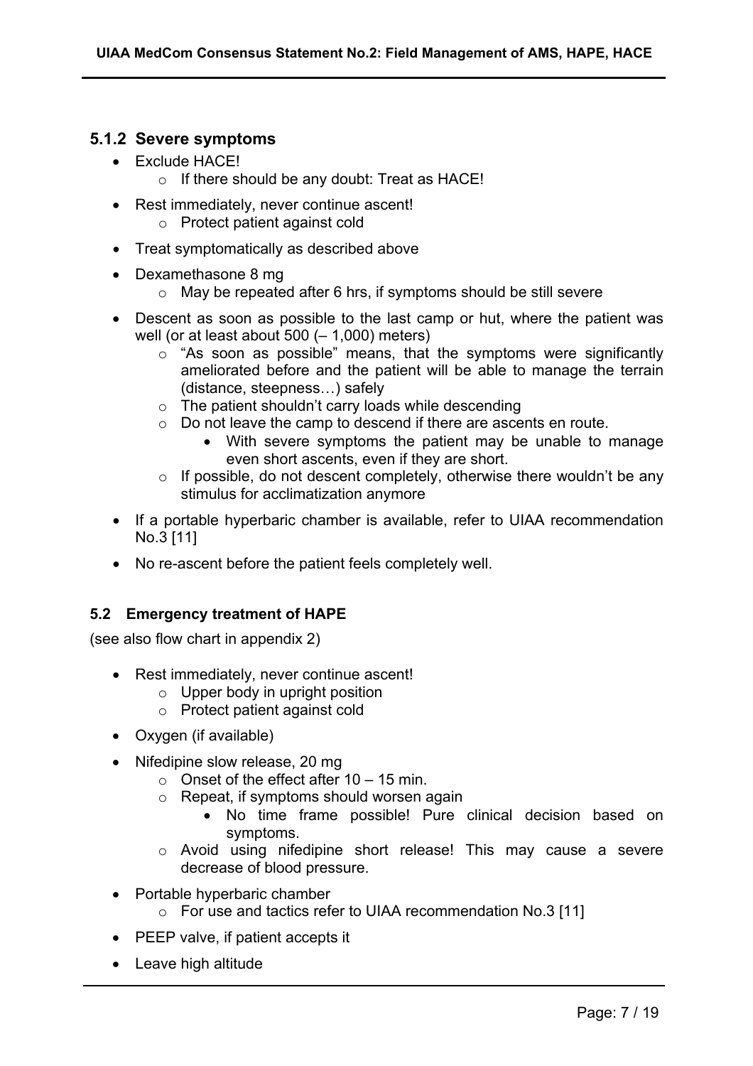### 5.1.2 Severe symptoms

- Exclude HACE!
  - If there should be any doubt: Treat as HACE!
- Rest immediately, never continue ascent!
  - Protect patient against cold
- Treat symptomatically as described above
- Dexamethasone 8 mg
  - May be repeated after 6 hrs, if symptoms should be still severe
- Descent as soon as possible to the last camp or hut, where the patient was well (or at least about 500 (– 1,000) meters)
  - "As soon as possible" means, that the symptoms were significantly ameliorated before and the patient will be able to manage the terrain (distance, steepness…) safely
  - The patient shouldn't carry loads while descending
  - Do not leave the camp to descend if there are ascents en route.
    - With severe symptoms the patient may be unable to manage even short ascents, even if they are short.
  - If possible, do not descent completely, otherwise there wouldn't be any stimulus for acclimatization anymore
- If a portable hyperbaric chamber is available, refer to UIAA recommendation No.3 [11]
- No re-ascent before the patient feels completely well.

### 5.2 Emergency treatment of HAPE

(see also flow chart in appendix 2)

- Rest immediately, never continue ascent!
  - Upper body in upright position
  - Protect patient against cold
- Oxygen (if available)
- Nifedipine slow release, 20 mg
  - Onset of the effect after 10 – 15 min.
  - Repeat, if symptoms should worsen again
    - No time frame possible! Pure clinical decision based on symptoms.
  - Avoid using nifedipine short release! This may cause a severe decrease of blood pressure.
- Portable hyperbaric chamber
  - For use and tactics refer to UIAA recommendation No.3 [11]
- PEEP valve, if patient accepts it
- Leave high altitude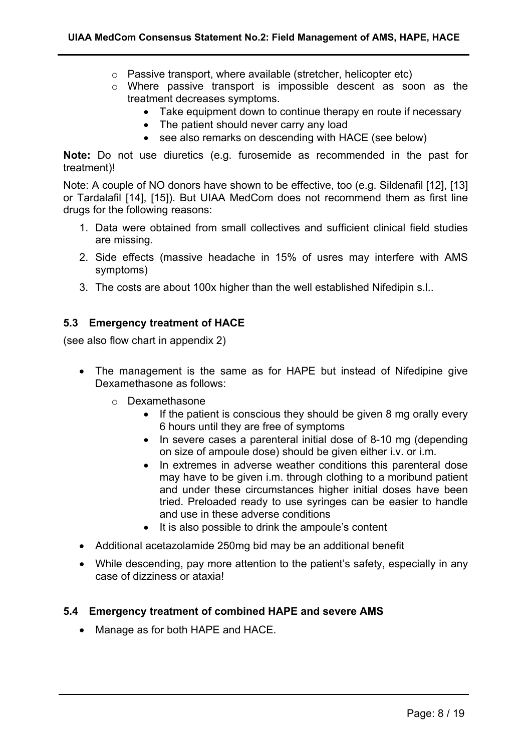- Passive transport, where available (stretcher, helicopter etc)
- Where passive transport is impossible descent as soon as the treatment decreases symptoms.
  - Take equipment down to continue therapy en route if necessary
  - The patient should never carry any load
  - see also remarks on descending with HACE (see below)

**Note:** Do not use diuretics (e.g. furosemide as recommended in the past for treatment)!

Note: A couple of NO donors have shown to be effective, too (e.g. Sildenafil [12], [13] or Tardalafil [14], [15]). But UIAA MedCom does not recommend them as first line drugs for the following reasons:

1. Data were obtained from small collectives and sufficient clinical field studies are missing.
2. Side effects (massive headache in 15% of usres may interfere with AMS symptoms)
3. The costs are about 100x higher than the well established Nifedipin s.l..

## 5.3 Emergency treatment of HACE

(see also flow chart in appendix 2)

- The management is the same as for HAPE but instead of Nifedipine give Dexamethasone as follows:
  - Dexamethasone
    - If the patient is conscious they should be given 8 mg orally every 6 hours until they are free of symptoms
    - In severe cases a parenteral initial dose of 8-10 mg (depending on size of ampoule dose) should be given either i.v. or i.m.
    - In extremes in adverse weather conditions this parenteral dose may have to be given i.m. through clothing to a moribund patient and under these circumstances higher initial doses have been tried. Preloaded ready to use syringes can be easier to handle and use in these adverse conditions
    - It is also possible to drink the ampoule's content
- Additional acetazolamide 250mg bid may be an additional benefit
- While descending, pay more attention to the patient's safety, especially in any case of dizziness or ataxia!

## 5.4 Emergency treatment of combined HAPE and severe AMS

- Manage as for both HAPE and HACE.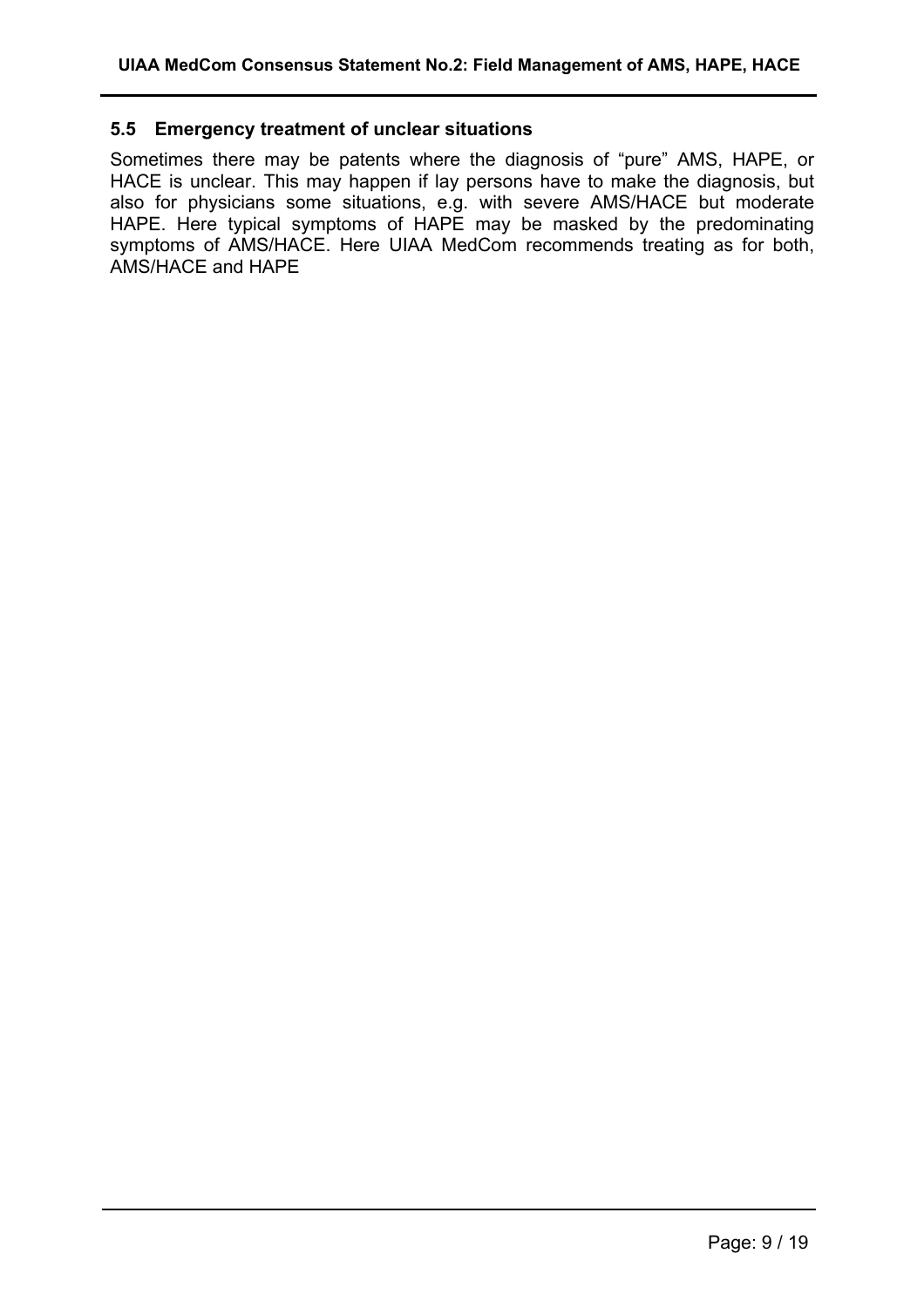### 5.5 Emergency treatment of unclear situations

Sometimes there may be patents where the diagnosis of “pure” AMS, HAPE, or HACE is unclear. This may happen if lay persons have to make the diagnosis, but also for physicians some situations, e.g. with severe AMS/HACE but moderate HAPE. Here typical symptoms of HAPE may be masked by the predominating symptoms of AMS/HACE. Here UIAA MedCom recommends treating as for both, AMS/HACE and HAPE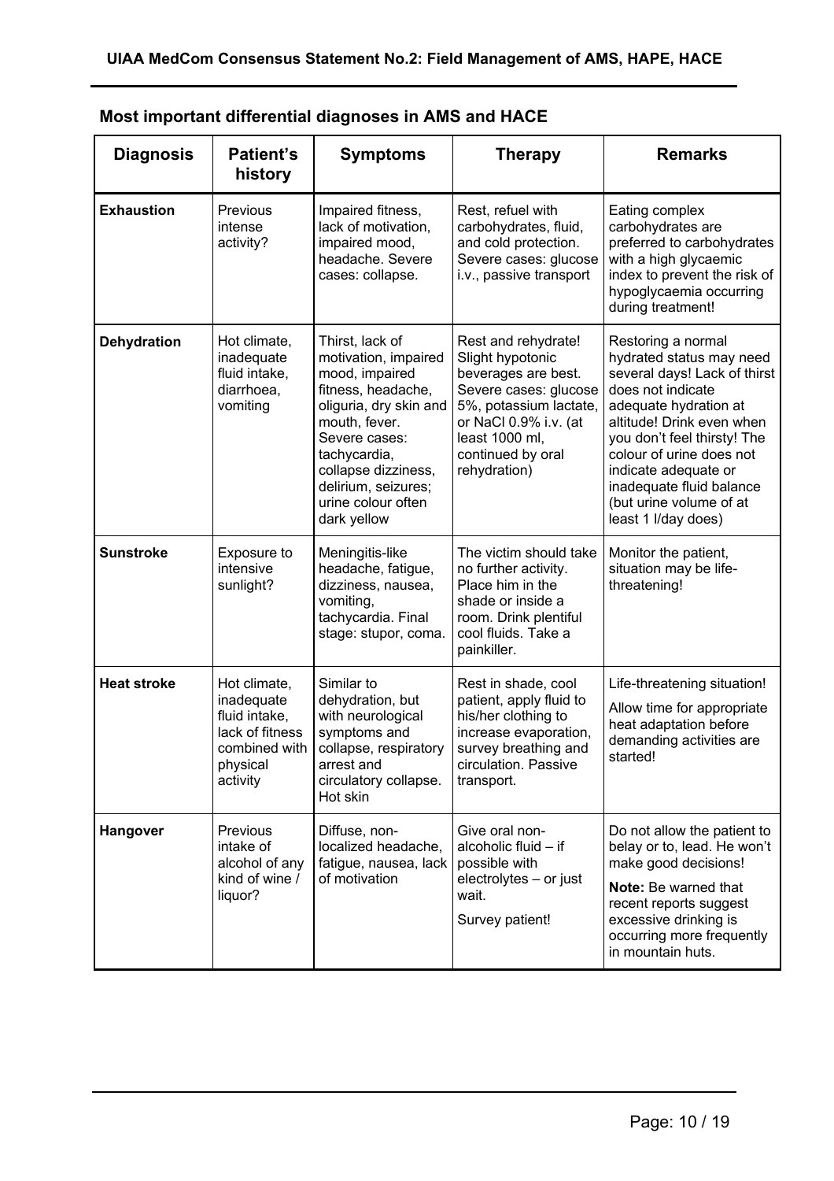## Most important differential diagnoses in AMS and HACE

| Diagnosis | Patient's history | Symptoms | Therapy | Remarks |
|---|---|---|---|---|
| **Exhaustion** | Previous intense activity? | Impaired fitness, lack of motivation, impaired mood, headache. Severe cases: collapse. | Rest, refuel with carbohydrates, fluid, and cold protection. Severe cases: glucose i.v., passive transport | Eating complex carbohydrates are preferred to carbohydrates with a high glycaemic index to prevent the risk of hypoglycaemia occurring during treatment! |
| **Dehydration** | Hot climate, inadequate fluid intake, diarrhoea, vomiting | Thirst, lack of motivation, impaired mood, impaired fitness, headache, oliguria, dry skin and mouth, fever. Severe cases: tachycardia, collapse dizziness, delirium, seizures; urine colour often dark yellow | Rest and rehydrate! Slight hypotonic beverages are best. Severe cases: glucose 5%, potassium lactate, or NaCl 0.9% i.v. (at least 1000 ml, continued by oral rehydration) | Restoring a normal hydrated status may need several days! Lack of thirst does not indicate adequate hydration at altitude! Drink even when you don't feel thirsty! The colour of urine does not indicate adequate or inadequate fluid balance (but urine volume of at least 1 l/day does) |
| **Sunstroke** | Exposure to intensive sunlight? | Meningitis-like headache, fatigue, dizziness, nausea, vomiting, tachycardia. Final stage: stupor, coma. | The victim should take no further activity. Place him in the shade or inside a room. Drink plentiful cool fluids. Take a painkiller. | Monitor the patient, situation may be life-threatening! |
| **Heat stroke** | Hot climate, inadequate fluid intake, lack of fitness combined with physical activity | Similar to dehydration, but with neurological symptoms and collapse, respiratory arrest and circulatory collapse. Hot skin | Rest in shade, cool patient, apply fluid to his/her clothing to increase evaporation, survey breathing and circulation. Passive transport. | Life-threatening situation!<br><br>Allow time for appropriate heat adaptation before demanding activities are started! |
| **Hangover** | Previous intake of alcohol of any kind of wine / liquor? | Diffuse, non-localized headache, fatigue, nausea, lack of motivation | Give oral non-alcoholic fluid – if possible with electrolytes – or just wait.<br><br>Survey patient! | Do not allow the patient to belay or to, lead. He won't make good decisions!<br><br>**Note:** Be warned that recent reports suggest excessive drinking is occurring more frequently in mountain huts. |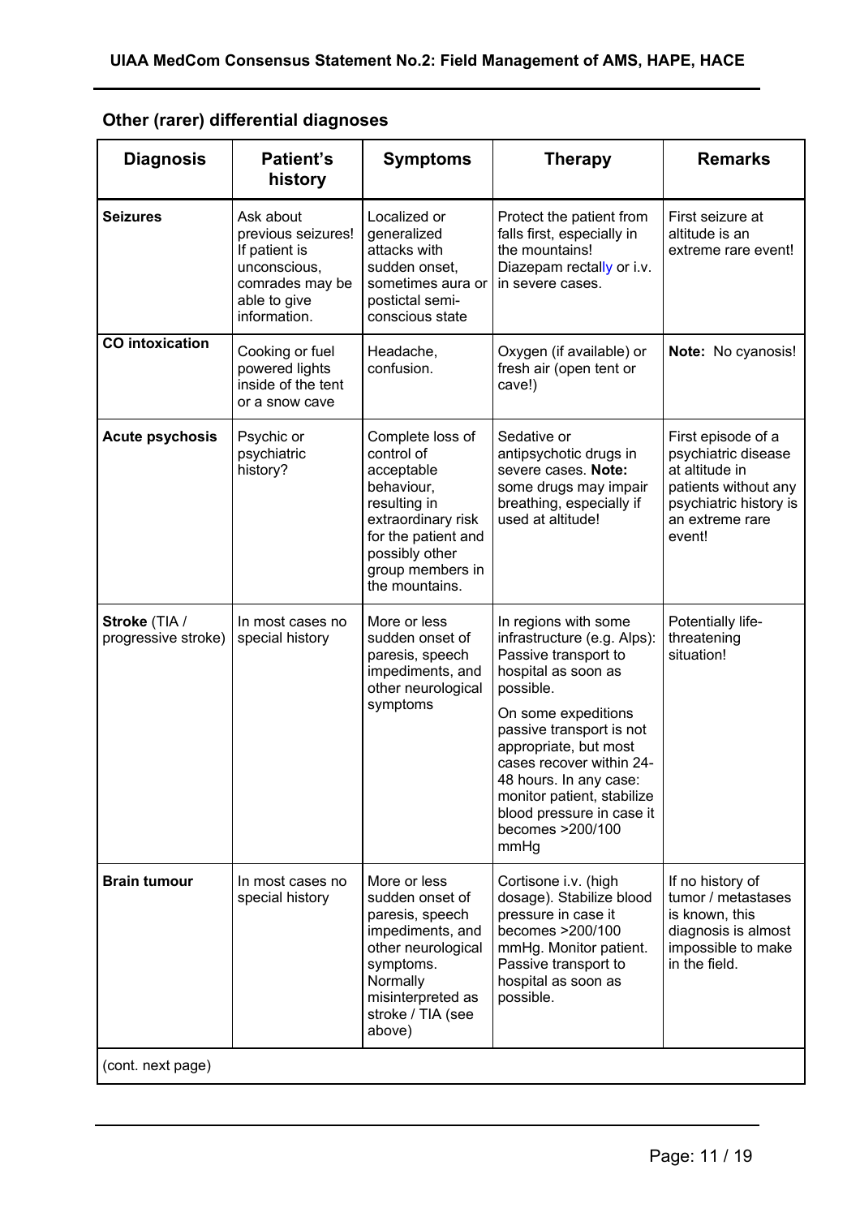## Other (rarer) differential diagnoses

| Diagnosis | Patient's history | Symptoms | Therapy | Remarks |
|---|---|---|---|---|
| **Seizures** | Ask about previous seizures! If patient is unconscious, comrades may be able to give information. | Localized or generalized attacks with sudden onset, sometimes aura or postictal semi-conscious state | Protect the patient from falls first, especially in the mountains! Diazepam rectally or i.v. in severe cases. | First seizure at altitude is an extreme rare event! |
| **CO intoxication** | Cooking or fuel powered lights inside of the tent or a snow cave | Headache, confusion. | Oxygen (if available) or fresh air (open tent or cave!) | **Note:** No cyanosis! |
| **Acute psychosis** | Psychic or psychiatric history? | Complete loss of control of acceptable behaviour, resulting in extraordinary risk for the patient and possibly other group members in the mountains. | Sedative or antipsychotic drugs in severe cases. **Note:** some drugs may impair breathing, especially if used at altitude! | First episode of a psychiatric disease at altitude in patients without any psychiatric history is an extreme rare event! |
| **Stroke** (TIA / progressive stroke) | In most cases no special history | More or less sudden onset of paresis, speech impediments, and other neurological symptoms | In regions with some infrastructure (e.g. Alps): Passive transport to hospital as soon as possible. On some expeditions passive transport is not appropriate, but most cases recover within 24-48 hours. In any case: monitor patient, stabilize blood pressure in case it becomes >200/100 mmHg | Potentially life-threatening situation! |
| **Brain tumour** | In most cases no special history | More or less sudden onset of paresis, speech impediments, and other neurological symptoms. Normally misinterpreted as stroke / TIA (see above) | Cortisone i.v. (high dosage). Stabilize blood pressure in case it becomes >200/100 mmHg. Monitor patient. Passive transport to hospital as soon as possible. | If no history of tumor / metastases is known, this diagnosis is almost impossible to make in the field. |

(cont. next page)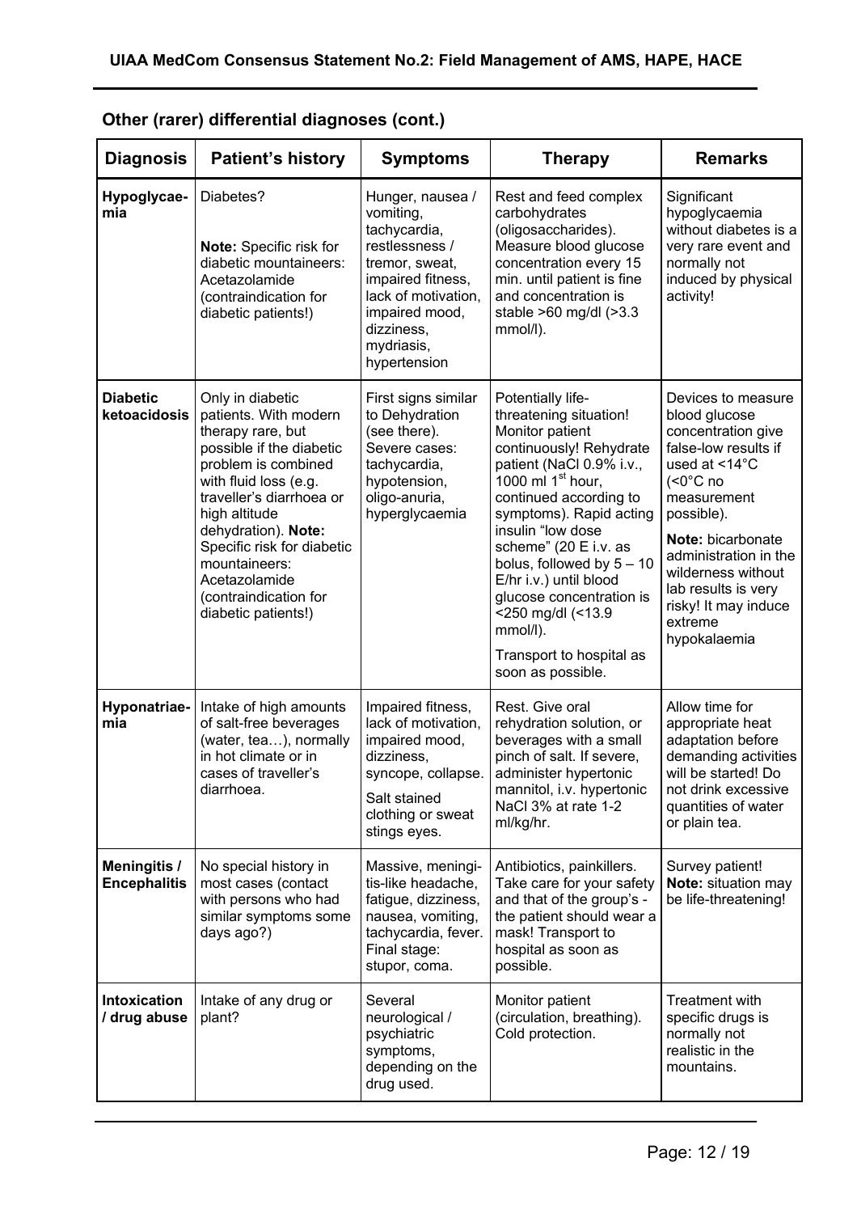## Other (rarer) differential diagnoses (cont.)

| Diagnosis | Patient's history | Symptoms | Therapy | Remarks |
|---|---|---|---|---|
| **Hypoglycaemia** | Diabetes?<br><br>**Note:** Specific risk for diabetic mountaineers: Acetazolamide (contraindication for diabetic patients!) | Hunger, nausea / vomiting, tachycardia, restlessness / tremor, sweat, impaired fitness, lack of motivation, impaired mood, dizziness, mydriasis, hypertension | Rest and feed complex carbohydrates (oligosaccharides). Measure blood glucose concentration every 15 min. until patient is fine and concentration is stable >60 mg/dl (>3.3 mmol/l). | Significant hypoglycaemia without diabetes is a very rare event and normally not induced by physical activity! |
| **Diabetic ketoacidosis** | Only in diabetic patients. With modern therapy rare, but possible if the diabetic problem is combined with fluid loss (e.g. traveller's diarrhoea or high altitude dehydration). **Note:** Specific risk for diabetic mountaineers: Acetazolamide (contraindication for diabetic patients!) | First signs similar to Dehydration (see there). Severe cases: tachycardia, hypotension, oligo-anuria, hyperglycaemia | Potentially life-threatening situation! Monitor patient continuously! Rehydrate patient (NaCl 0.9% i.v., 1000 ml 1st hour, continued according to symptoms). Rapid acting insulin "low dose scheme" (20 E i.v. as bolus, followed by 5 – 10 E/hr i.v.) until blood glucose concentration is <250 mg/dl (<13.9 mmol/l).<br><br>Transport to hospital as soon as possible. | Devices to measure blood glucose concentration give false-low results if used at <14°C (<0°C no measurement possible).<br><br>**Note:** bicarbonate administration in the wilderness without lab results is very risky! It may induce extreme hypokalaemia |
| **Hyponatriaemia** | Intake of high amounts of salt-free beverages (water, tea…), normally in hot climate or in cases of traveller's diarrhoea. | Impaired fitness, lack of motivation, impaired mood, dizziness, syncope, collapse.<br><br>Salt stained clothing or sweat stings eyes. | Rest. Give oral rehydration solution, or beverages with a small pinch of salt. If severe, administer hypertonic mannitol, i.v. hypertonic NaCl 3% at rate 1-2 ml/kg/hr. | Allow time for appropriate heat adaptation before demanding activities will be started! Do not drink excessive quantities of water or plain tea. |
| **Meningitis / Encephalitis** | No special history in most cases (contact with persons who had similar symptoms some days ago?) | Massive, meningitis-like headache, fatigue, dizziness, nausea, vomiting, tachycardia, fever. Final stage: stupor, coma. | Antibiotics, painkillers. Take care for your safety and that of the group's - the patient should wear a mask! Transport to hospital as soon as possible. | Survey patient! **Note:** situation may be life-threatening! |
| **Intoxication / drug abuse** | Intake of any drug or plant? | Several neurological / psychiatric symptoms, depending on the drug used. | Monitor patient (circulation, breathing). Cold protection. | Treatment with specific drugs is normally not realistic in the mountains. |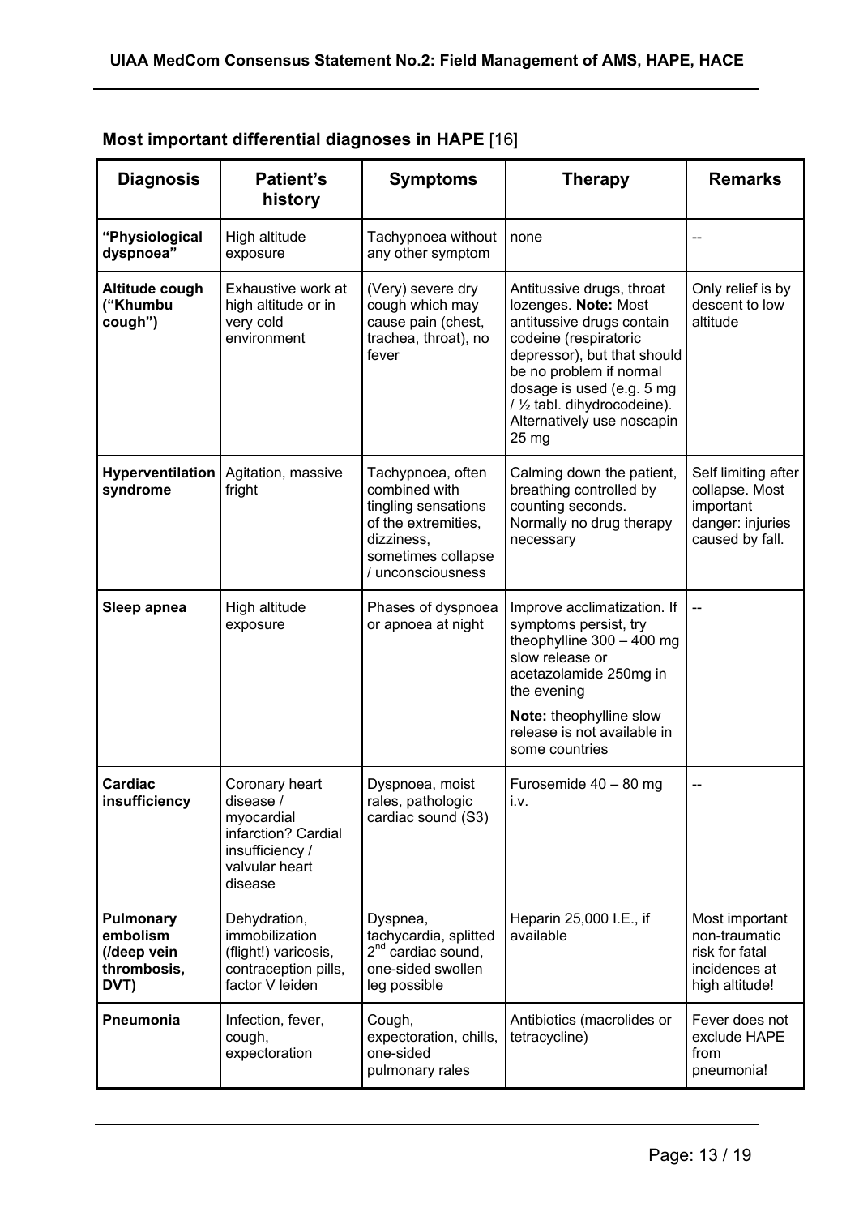## Most important differential diagnoses in HAPE [16]

| Diagnosis | Patient's history | Symptoms | Therapy | Remarks |
|---|---|---|---|---|
| **"Physiological dyspnoea"** | High altitude exposure | Tachypnoea without any other symptom | none | -- |
| **Altitude cough ("Khumbu cough")** | Exhaustive work at high altitude or in very cold environment | (Very) severe dry cough which may cause pain (chest, trachea, throat), no fever | Antitussive drugs, throat lozenges. **Note:** Most antitussive drugs contain codeine (respiratoric depressor), but that should be no problem if normal dosage is used (e.g. 5 mg / ½ tabl. dihydrocodeine). Alternatively use noscapin 25 mg | Only relief is by descent to low altitude |
| **Hyperventilation syndrome** | Agitation, massive fright | Tachypnoea, often combined with tingling sensations of the extremities, dizziness, sometimes collapse / unconsciousness | Calming down the patient, breathing controlled by counting seconds. Normally no drug therapy necessary | Self limiting after collapse. Most important danger: injuries caused by fall. |
| **Sleep apnea** | High altitude exposure | Phases of dyspnoea or apnoea at night | Improve acclimatization. If symptoms persist, try theophylline 300 – 400 mg slow release or acetazolamide 250mg in the evening<br><br>**Note:** theophylline slow release is not available in some countries | -- |
| **Cardiac insufficiency** | Coronary heart disease / myocardial infarction? Cardial insufficiency / valvular heart disease | Dyspnoea, moist rales, pathologic cardiac sound (S3) | Furosemide 40 – 80 mg i.v. | -- |
| **Pulmonary embolism (/deep vein thrombosis, DVT)** | Dehydration, immobilization (flight!) varicosis, contraception pills, factor V leiden | Dyspnea, tachycardia, splitted 2nd cardiac sound, one-sided swollen leg possible | Heparin 25,000 I.E., if available | Most important non-traumatic risk for fatal incidences at high altitude! |
| **Pneumonia** | Infection, fever, cough, expectoration | Cough, expectoration, chills, one-sided pulmonary rales | Antibiotics (macrolides or tetracycline) | Fever does not exclude HAPE from pneumonia! |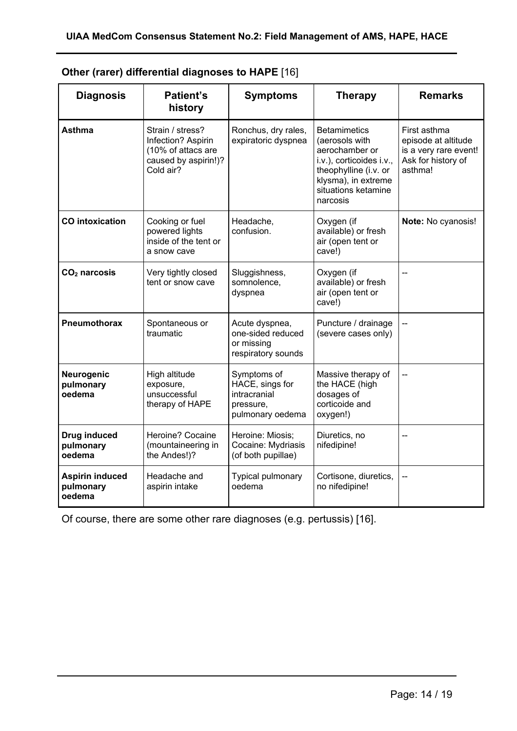**Other (rarer) differential diagnoses to HAPE** [16]

| Diagnosis | Patient's history | Symptoms | Therapy | Remarks |
|---|---|---|---|---|
| **Asthma** | Strain / stress? Infection? Aspirin (10% of attacs are caused by aspirin!)? Cold air? | Ronchus, dry rales, expiratoric dyspnea | Betamimetics (aerosols with aerochamber or i.v.), corticoides i.v., theophylline (i.v. or klysma), in extreme situations ketamine narcosis | First asthma episode at altitude is a very rare event! Ask for history of asthma! |
| **CO intoxication** | Cooking or fuel powered lights inside of the tent or a snow cave | Headache, confusion. | Oxygen (if available) or fresh air (open tent or cave!) | **Note:** No cyanosis! |
| **$CO_2$ narcosis** | Very tightly closed tent or snow cave | Sluggishness, somnolence, dyspnea | Oxygen (if available) or fresh air (open tent or cave!) | -- |
| **Pneumothorax** | Spontaneous or traumatic | Acute dyspnea, one-sided reduced or missing respiratory sounds | Puncture / drainage (severe cases only) | -- |
| **Neurogenic pulmonary oedema** | High altitude exposure, unsuccessful therapy of HAPE | Symptoms of HACE, sings for intracranial pressure, pulmonary oedema | Massive therapy of the HACE (high dosages of corticoide and oxygen!) | -- |
| **Drug induced pulmonary oedema** | Heroine? Cocaine (mountaineering in the Andes!)? | Heroine: Miosis; Cocaine: Mydriasis (of both pupillae) | Diuretics, no nifedipine! | -- |
| **Aspirin induced pulmonary oedema** | Headache and aspirin intake | Typical pulmonary oedema | Cortisone, diuretics, no nifedipine! | -- |

Of course, there are some other rare diagnoses (e.g. pertussis) [16].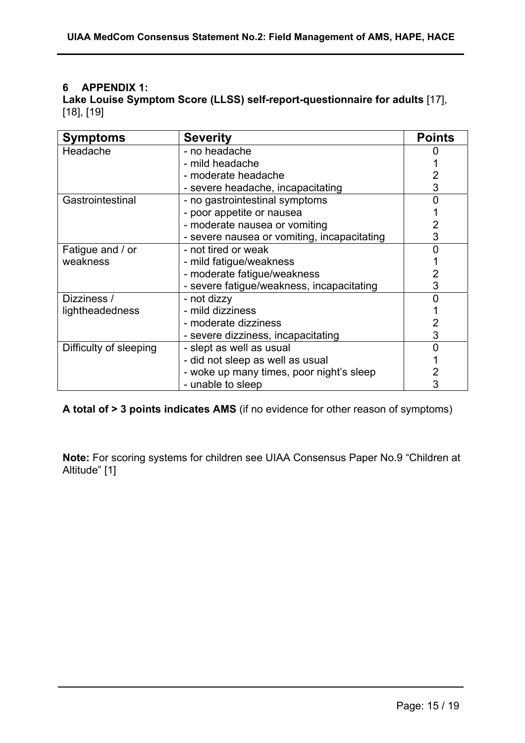## 6 APPENDIX 1:

**Lake Louise Symptom Score (LLSS) self-report-questionnaire for adults** [17], [18], [19]

| Symptoms | Severity | Points |
|---|---|---|
| Headache | - no headache | 0 |
| | - mild headache | 1 |
| | - moderate headache | 2 |
| | - severe headache, incapacitating | 3 |
| Gastrointestinal | - no gastrointestinal symptoms | 0 |
| | - poor appetite or nausea | 1 |
| | - moderate nausea or vomiting | 2 |
| | - severe nausea or vomiting, incapacitating | 3 |
| Fatigue and / or weakness | - not tired or weak | 0 |
| | - mild fatigue/weakness | 1 |
| | - moderate fatigue/weakness | 2 |
| | - severe fatigue/weakness, incapacitating | 3 |
| Dizziness / lightheadedness | - not dizzy | 0 |
| | - mild dizziness | 1 |
| | - moderate dizziness | 2 |
| | - severe dizziness, incapacitating | 3 |
| Difficulty of sleeping | - slept as well as usual | 0 |
| | - did not sleep as well as usual | 1 |
| | - woke up many times, poor night's sleep | 2 |
| | - unable to sleep | 3 |

**A total of > 3 points indicates AMS** (if no evidence for other reason of symptoms)

**Note:** For scoring systems for children see UIAA Consensus Paper No.9 "Children at Altitude" [1]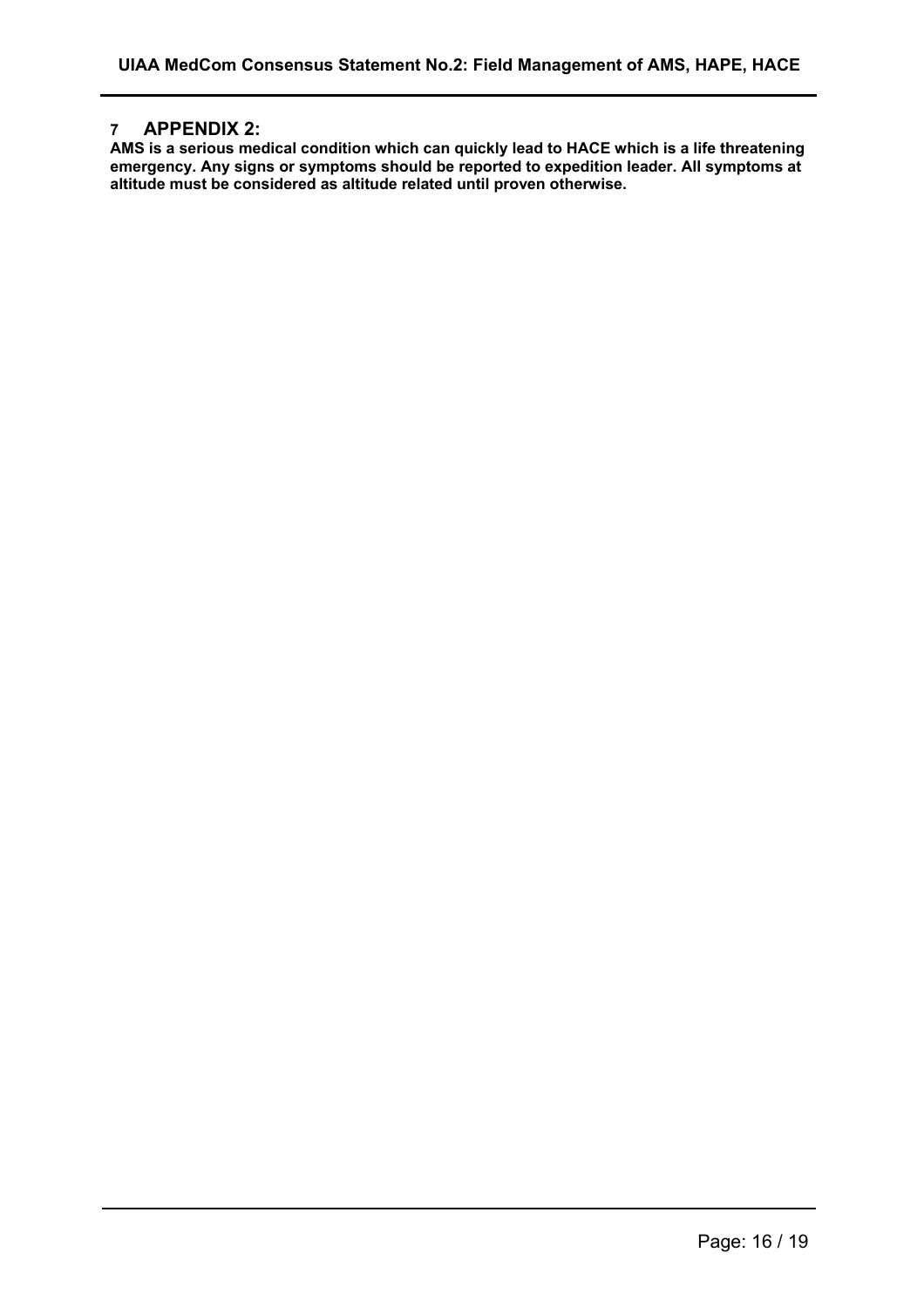# 7 APPENDIX 2:

**AMS is a serious medical condition which can quickly lead to HACE which is a life threatening emergency. Any signs or symptoms should be reported to expedition leader. All symptoms at altitude must be considered as altitude related until proven otherwise.**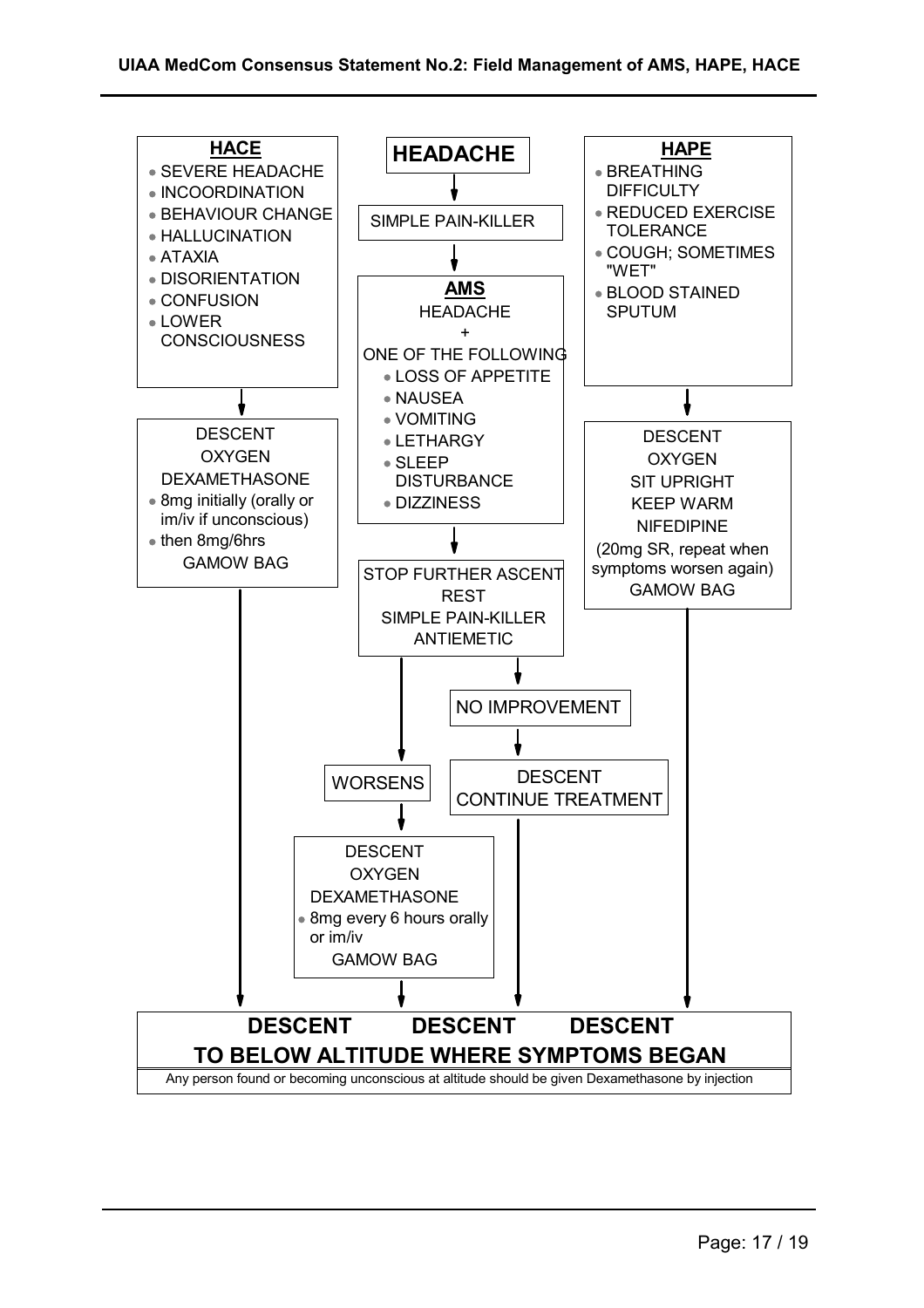**HEADACHE**

↓

SIMPLE PAIN-KILLER

↓

**AMS**

HEADACHE
+
ONE OF THE FOLLOWING

- LOSS OF APPETITE
- NAUSEA
- VOMITING
- LETHARGY
- SLEEP DISTURBANCE
- DIZZINESS

↓

STOP FURTHER ASCENT
REST
SIMPLE PAIN-KILLER
ANTIEMETIC

↓

NO IMPROVEMENT → DESCENT, CONTINUE TREATMENT

WORSENS → DESCENT, OXYGEN, DEXAMETHASONE

- 8mg every 6 hours orally or im/iv

GAMOW BAG

---

**HACE**

- SEVERE HEADACHE
- INCOORDINATION
- BEHAVIOUR CHANGE
- HALLUCINATION
- ATAXIA
- DISORIENTATION
- CONFUSION
- LOWER CONSCIOUSNESS

↓

DESCENT
OXYGEN
DEXAMETHASONE

- 8mg initially (orally or im/iv if unconscious)
- then 8mg/6hrs

GAMOW BAG

---

**HAPE**

- BREATHING DIFFICULTY
- REDUCED EXERCISE TOLERANCE
- COUGH; SOMETIMES "WET"
- BLOOD STAINED SPUTUM

↓

DESCENT
OXYGEN
SIT UPRIGHT
KEEP WARM
NIFEDIPINE
(20mg SR, repeat when symptoms worsen again)
GAMOW BAG

---

**DESCENT DESCENT DESCENT**

**TO BELOW ALTITUDE WHERE SYMPTOMS BEGAN**

Any person found or becoming unconscious at altitude should be given Dexamethasone by injection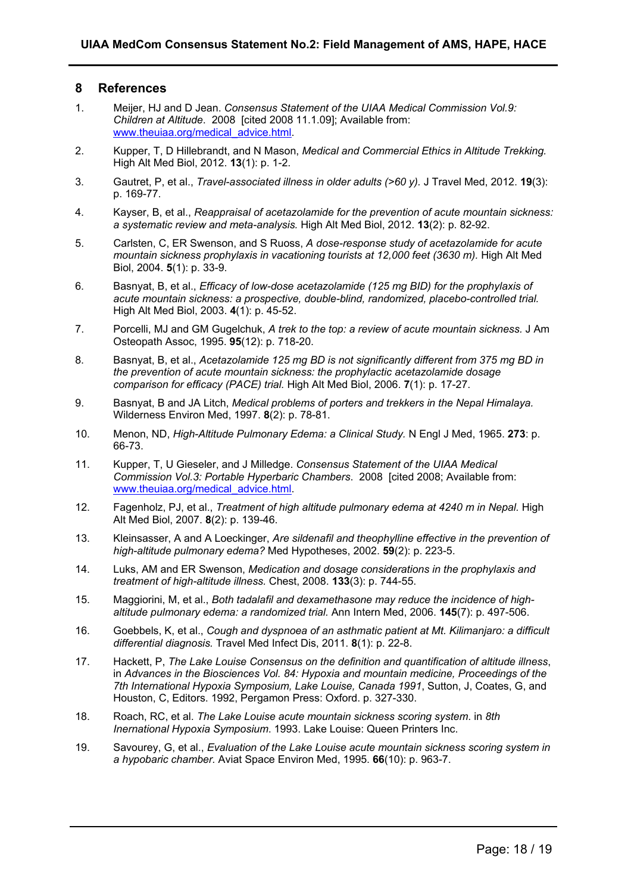## 8 References

1. Meijer, HJ and D Jean. *Consensus Statement of the UIAA Medical Commission Vol.9: Children at Altitude*. 2008 [cited 2008 11.1.09]; Available from: www.theuiaa.org/medical_advice.html.

2. Kupper, T, D Hillebrandt, and N Mason, *Medical and Commercial Ethics in Altitude Trekking.* High Alt Med Biol, 2012. **13**(1): p. 1-2.

3. Gautret, P, et al., *Travel-associated illness in older adults (>60 y).* J Travel Med, 2012. **19**(3): p. 169-77.

4. Kayser, B, et al., *Reappraisal of acetazolamide for the prevention of acute mountain sickness: a systematic review and meta-analysis.* High Alt Med Biol, 2012. **13**(2): p. 82-92.

5. Carlsten, C, ER Swenson, and S Ruoss, *A dose-response study of acetazolamide for acute mountain sickness prophylaxis in vacationing tourists at 12,000 feet (3630 m).* High Alt Med Biol, 2004. **5**(1): p. 33-9.

6. Basnyat, B, et al., *Efficacy of low-dose acetazolamide (125 mg BID) for the prophylaxis of acute mountain sickness: a prospective, double-blind, randomized, placebo-controlled trial.* High Alt Med Biol, 2003. **4**(1): p. 45-52.

7. Porcelli, MJ and GM Gugelchuk, *A trek to the top: a review of acute mountain sickness.* J Am Osteopath Assoc, 1995. **95**(12): p. 718-20.

8. Basnyat, B, et al., *Acetazolamide 125 mg BD is not significantly different from 375 mg BD in the prevention of acute mountain sickness: the prophylactic acetazolamide dosage comparison for efficacy (PACE) trial.* High Alt Med Biol, 2006. **7**(1): p. 17-27.

9. Basnyat, B and JA Litch, *Medical problems of porters and trekkers in the Nepal Himalaya.* Wilderness Environ Med, 1997. **8**(2): p. 78-81.

10. Menon, ND, *High-Altitude Pulmonary Edema: a Clinical Study.* N Engl J Med, 1965. **273**: p. 66-73.

11. Kupper, T, U Gieseler, and J Milledge. *Consensus Statement of the UIAA Medical Commission Vol.3: Portable Hyperbaric Chambers*. 2008 [cited 2008; Available from: www.theuiaa.org/medical_advice.html.

12. Fagenholz, PJ, et al., *Treatment of high altitude pulmonary edema at 4240 m in Nepal.* High Alt Med Biol, 2007. **8**(2): p. 139-46.

13. Kleinsasser, A and A Loeckinger, *Are sildenafil and theophylline effective in the prevention of high-altitude pulmonary edema?* Med Hypotheses, 2002. **59**(2): p. 223-5.

14. Luks, AM and ER Swenson, *Medication and dosage considerations in the prophylaxis and treatment of high-altitude illness.* Chest, 2008. **133**(3): p. 744-55.

15. Maggiorini, M, et al., *Both tadalafil and dexamethasone may reduce the incidence of high-altitude pulmonary edema: a randomized trial.* Ann Intern Med, 2006. **145**(7): p. 497-506.

16. Goebbels, K, et al., *Cough and dyspnoea of an asthmatic patient at Mt. Kilimanjaro: a difficult differential diagnosis.* Travel Med Infect Dis, 2011. **8**(1): p. 22-8.

17. Hackett, P, *The Lake Louise Consensus on the definition and quantification of altitude illness*, in *Advances in the Biosciences Vol. 84: Hypoxia and mountain medicine, Proceedings of the 7th International Hypoxia Symposium, Lake Louise, Canada 1991*, Sutton, J, Coates, G, and Houston, C, Editors. 1992, Pergamon Press: Oxford. p. 327-330.

18. Roach, RC, et al. *The Lake Louise acute mountain sickness scoring system*. in *8th Inernational Hypoxia Symposium*. 1993. Lake Louise: Queen Printers Inc.

19. Savourey, G, et al., *Evaluation of the Lake Louise acute mountain sickness scoring system in a hypobaric chamber.* Aviat Space Environ Med, 1995. **66**(10): p. 963-7.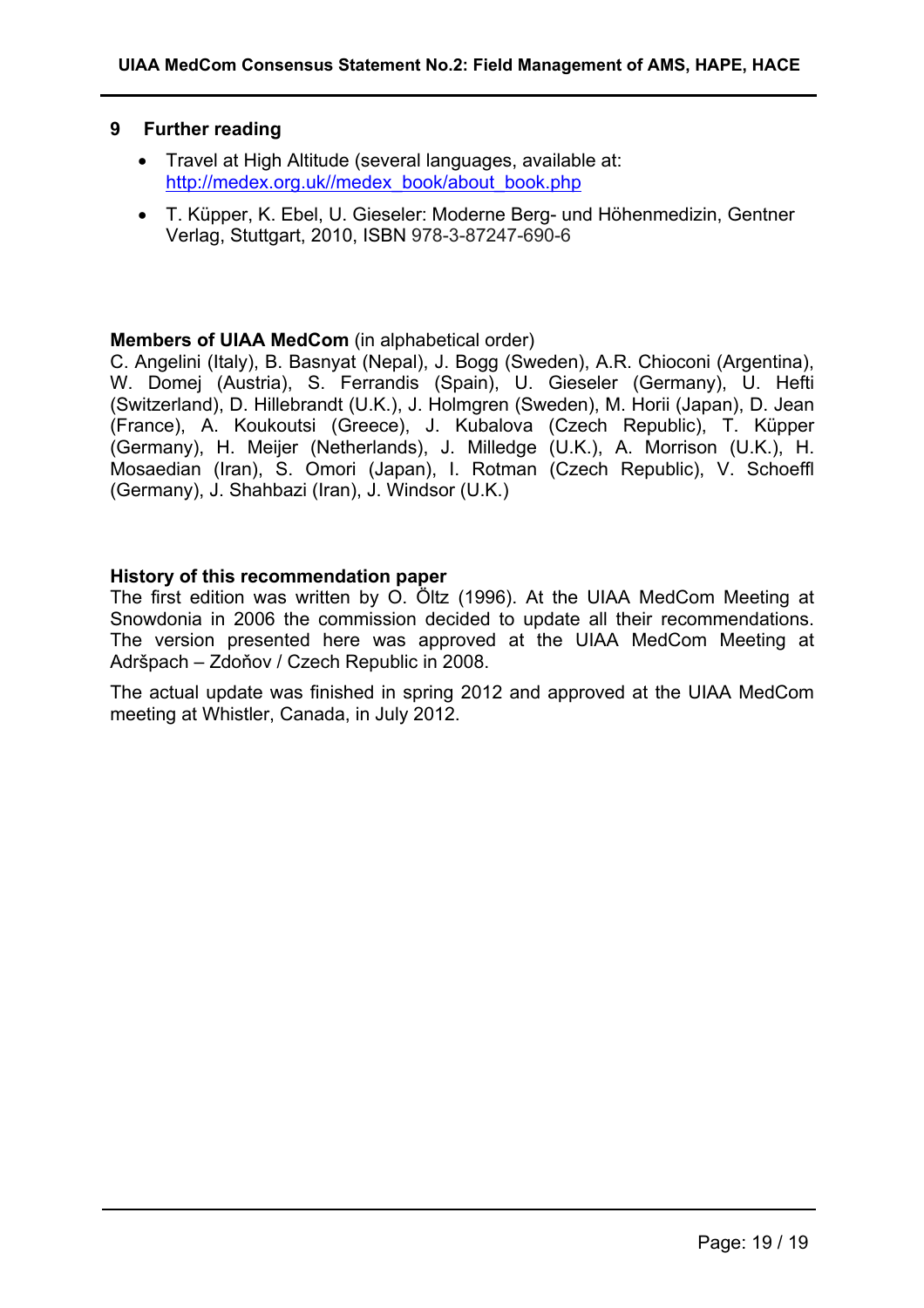## 9 Further reading

- Travel at High Altitude (several languages, available at: http://medex.org.uk//medex_book/about_book.php
- T. Küpper, K. Ebel, U. Gieseler: Moderne Berg- und Höhenmedizin, Gentner Verlag, Stuttgart, 2010, ISBN 978-3-87247-690-6

**Members of UIAA MedCom** (in alphabetical order)
C. Angelini (Italy), B. Basnyat (Nepal), J. Bogg (Sweden), A.R. Chioconi (Argentina), W. Domej (Austria), S. Ferrandis (Spain), U. Gieseler (Germany), U. Hefti (Switzerland), D. Hillebrandt (U.K.), J. Holmgren (Sweden), M. Horii (Japan), D. Jean (France), A. Koukoutsi (Greece), J. Kubalova (Czech Republic), T. Küpper (Germany), H. Meijer (Netherlands), J. Milledge (U.K.), A. Morrison (U.K.), H. Mosaedian (Iran), S. Omori (Japan), I. Rotman (Czech Republic), V. Schoeffl (Germany), J. Shahbazi (Iran), J. Windsor (U.K.)

**History of this recommendation paper**
The first edition was written by O. Öltz (1996). At the UIAA MedCom Meeting at Snowdonia in 2006 the commission decided to update all their recommendations. The version presented here was approved at the UIAA MedCom Meeting at Adršpach – Zdoňov / Czech Republic in 2008.

The actual update was finished in spring 2012 and approved at the UIAA MedCom meeting at Whistler, Canada, in July 2012.